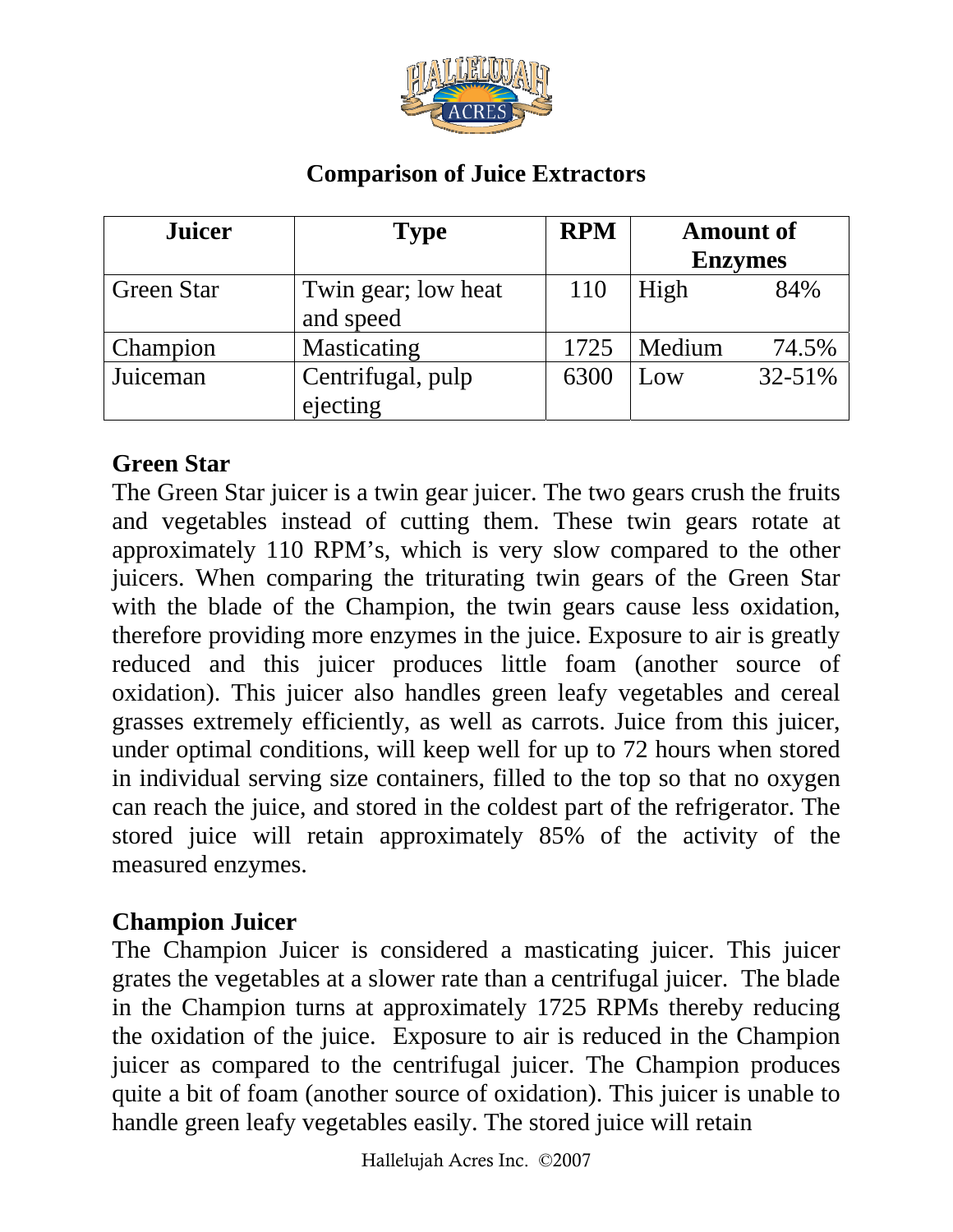## Comparison of Juice Extractors

| Juicer | Type | RPM | Amount of Enzymes | |
|---|---|---|---|---|
| Green Star | Twin gear; low heat and speed | 110 | High | 84% |
| Champion | Masticating | 1725 | Medium | 74.5% |
| Juiceman | Centrifugal, pulp ejecting | 6300 | Low | 32-51% |

### Green Star

The Green Star juicer is a twin gear juicer. The two gears crush the fruits and vegetables instead of cutting them. These twin gears rotate at approximately 110 RPM's, which is very slow compared to the other juicers. When comparing the triturating twin gears of the Green Star with the blade of the Champion, the twin gears cause less oxidation, therefore providing more enzymes in the juice. Exposure to air is greatly reduced and this juicer produces little foam (another source of oxidation). This juicer also handles green leafy vegetables and cereal grasses extremely efficiently, as well as carrots. Juice from this juicer, under optimal conditions, will keep well for up to 72 hours when stored in individual serving size containers, filled to the top so that no oxygen can reach the juice, and stored in the coldest part of the refrigerator. The stored juice will retain approximately 85% of the activity of the measured enzymes.

### Champion Juicer

The Champion Juicer is considered a masticating juicer. This juicer grates the vegetables at a slower rate than a centrifugal juicer. The blade in the Champion turns at approximately 1725 RPMs thereby reducing the oxidation of the juice. Exposure to air is reduced in the Champion juicer as compared to the centrifugal juicer. The Champion produces quite a bit of foam (another source of oxidation). This juicer is unable to handle green leafy vegetables easily. The stored juice will retain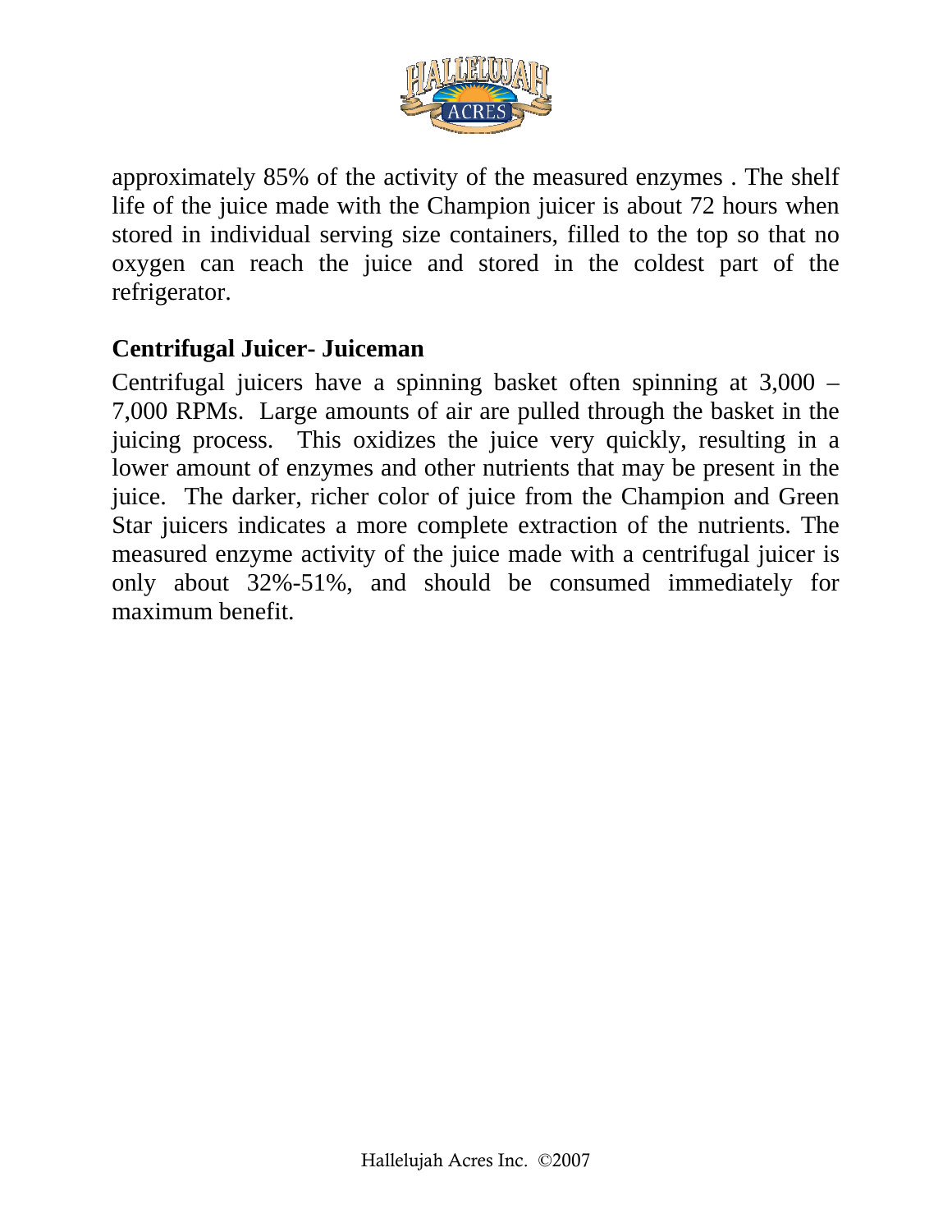approximately 85% of the activity of the measured enzymes . The shelf life of the juice made with the Champion juicer is about 72 hours when stored in individual serving size containers, filled to the top so that no oxygen can reach the juice and stored in the coldest part of the refrigerator.

## Centrifugal Juicer- Juiceman

Centrifugal juicers have a spinning basket often spinning at 3,000 – 7,000 RPMs. Large amounts of air are pulled through the basket in the juicing process. This oxidizes the juice very quickly, resulting in a lower amount of enzymes and other nutrients that may be present in the juice. The darker, richer color of juice from the Champion and Green Star juicers indicates a more complete extraction of the nutrients. The measured enzyme activity of the juice made with a centrifugal juicer is only about 32%-51%, and should be consumed immediately for maximum benefit.